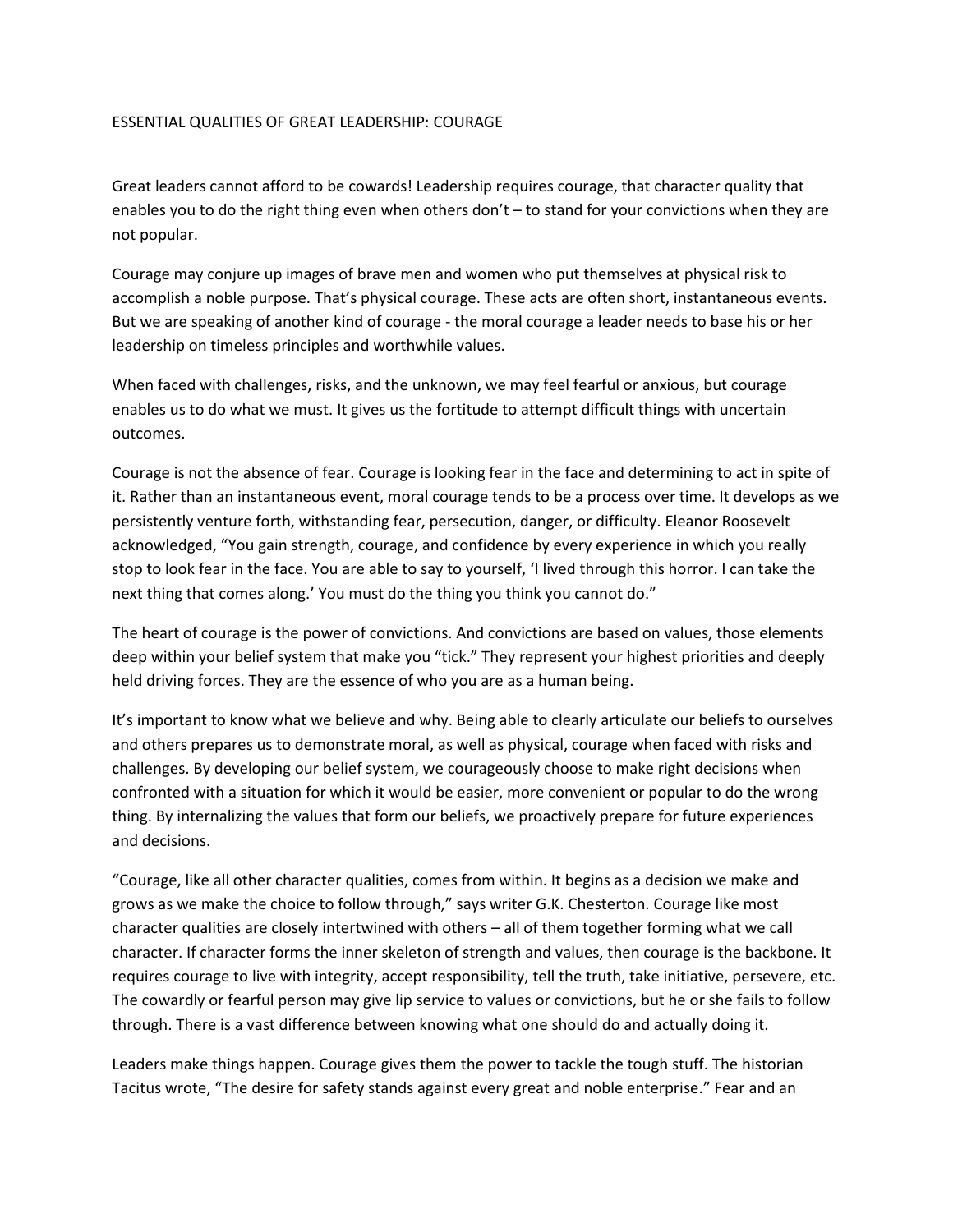# ESSENTIAL QUALITIES OF GREAT LEADERSHIP: COURAGE

Great leaders cannot afford to be cowards! Leadership requires courage, that character quality that enables you to do the right thing even when others don't – to stand for your convictions when they are not popular.

Courage may conjure up images of brave men and women who put themselves at physical risk to accomplish a noble purpose. That's physical courage. These acts are often short, instantaneous events. But we are speaking of another kind of courage - the moral courage a leader needs to base his or her leadership on timeless principles and worthwhile values.

When faced with challenges, risks, and the unknown, we may feel fearful or anxious, but courage enables us to do what we must. It gives us the fortitude to attempt difficult things with uncertain outcomes.

Courage is not the absence of fear. Courage is looking fear in the face and determining to act in spite of it. Rather than an instantaneous event, moral courage tends to be a process over time. It develops as we persistently venture forth, withstanding fear, persecution, danger, or difficulty. Eleanor Roosevelt acknowledged, "You gain strength, courage, and confidence by every experience in which you really stop to look fear in the face. You are able to say to yourself, 'I lived through this horror. I can take the next thing that comes along.' You must do the thing you think you cannot do."

The heart of courage is the power of convictions. And convictions are based on values, those elements deep within your belief system that make you "tick." They represent your highest priorities and deeply held driving forces. They are the essence of who you are as a human being.

It's important to know what we believe and why. Being able to clearly articulate our beliefs to ourselves and others prepares us to demonstrate moral, as well as physical, courage when faced with risks and challenges. By developing our belief system, we courageously choose to make right decisions when confronted with a situation for which it would be easier, more convenient or popular to do the wrong thing. By internalizing the values that form our beliefs, we proactively prepare for future experiences and decisions.

"Courage, like all other character qualities, comes from within. It begins as a decision we make and grows as we make the choice to follow through," says writer G.K. Chesterton. Courage like most character qualities are closely intertwined with others – all of them together forming what we call character. If character forms the inner skeleton of strength and values, then courage is the backbone. It requires courage to live with integrity, accept responsibility, tell the truth, take initiative, persevere, etc. The cowardly or fearful person may give lip service to values or convictions, but he or she fails to follow through. There is a vast difference between knowing what one should do and actually doing it.

Leaders make things happen. Courage gives them the power to tackle the tough stuff. The historian Tacitus wrote, "The desire for safety stands against every great and noble enterprise." Fear and an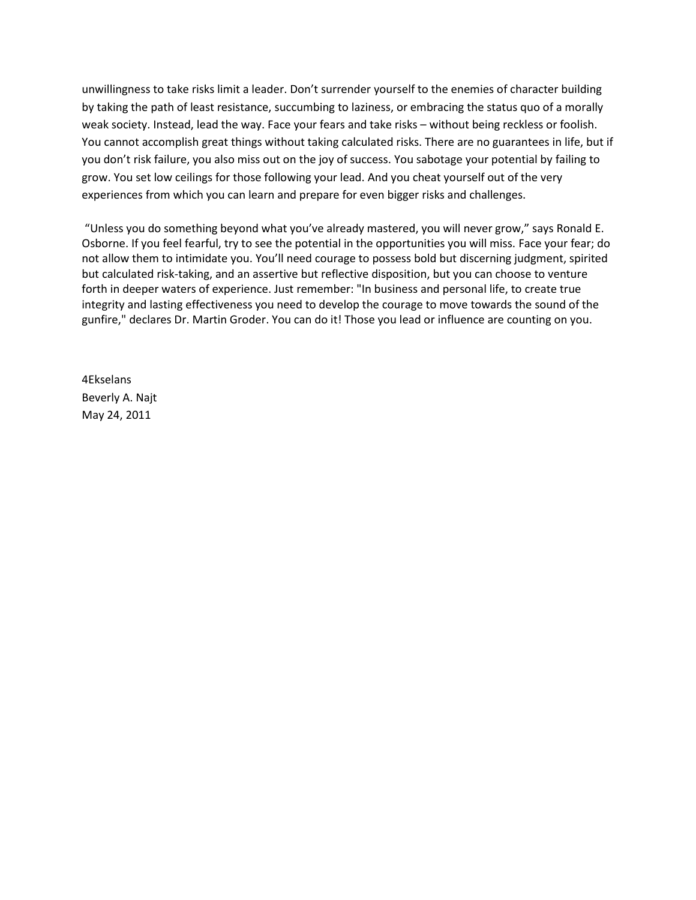unwillingness to take risks limit a leader. Don't surrender yourself to the enemies of character building by taking the path of least resistance, succumbing to laziness, or embracing the status quo of a morally weak society. Instead, lead the way. Face your fears and take risks – without being reckless or foolish. You cannot accomplish great things without taking calculated risks. There are no guarantees in life, but if you don't risk failure, you also miss out on the joy of success. You sabotage your potential by failing to grow. You set low ceilings for those following your lead. And you cheat yourself out of the very experiences from which you can learn and prepare for even bigger risks and challenges.

"Unless you do something beyond what you've already mastered, you will never grow," says Ronald E. Osborne. If you feel fearful, try to see the potential in the opportunities you will miss. Face your fear; do not allow them to intimidate you. You'll need courage to possess bold but discerning judgment, spirited but calculated risk-taking, and an assertive but reflective disposition, but you can choose to venture forth in deeper waters of experience. Just remember: "In business and personal life, to create true integrity and lasting effectiveness you need to develop the courage to move towards the sound of the gunfire," declares Dr. Martin Groder. You can do it! Those you lead or influence are counting on you.

4Ekselans  
Beverly A. Najt  
May 24, 2011